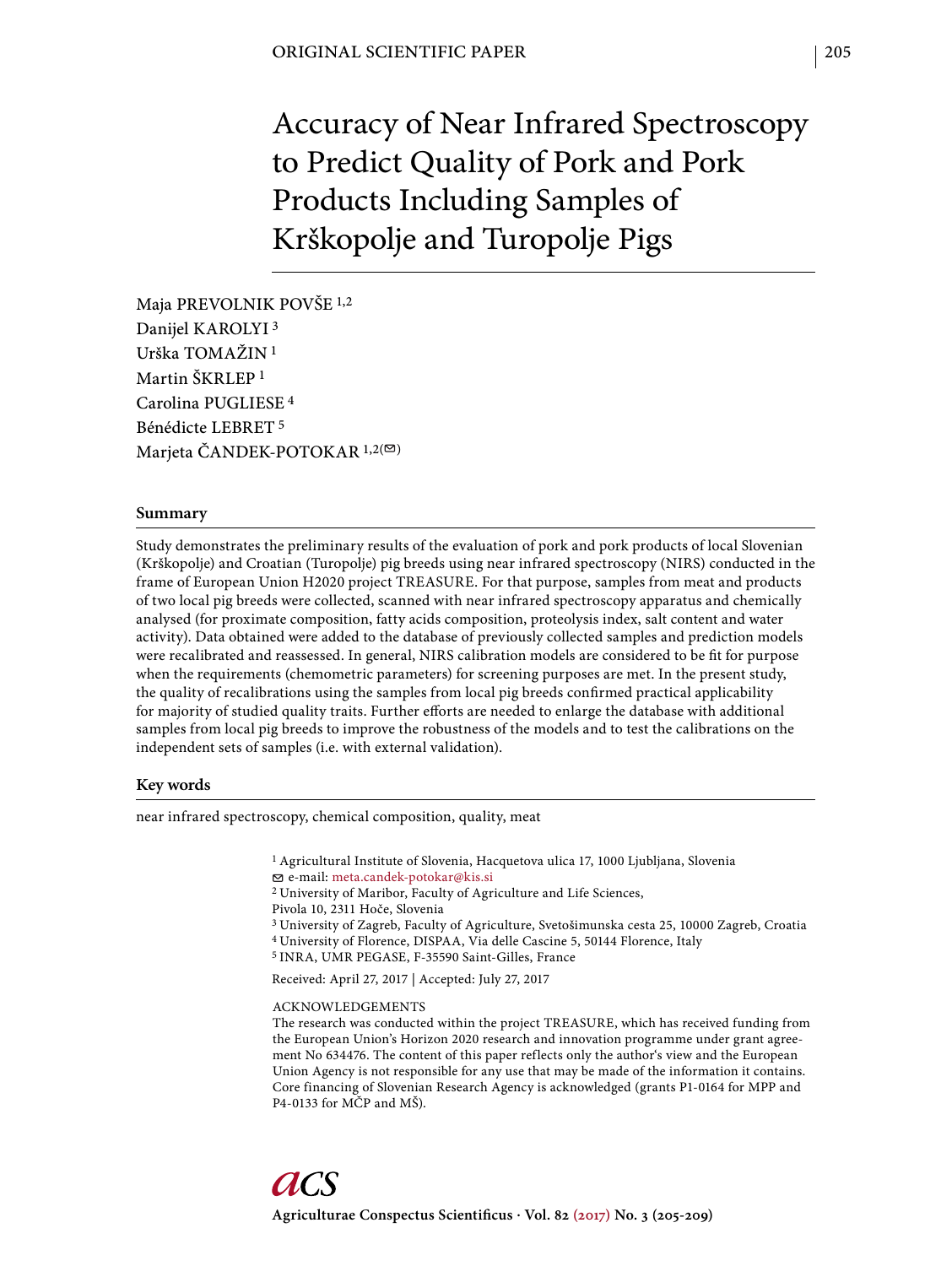ORIGINAL SCIENTIFIC PAPER

# Accuracy of Near Infrared Spectroscopy to Predict Quality of Pork and Pork Products Including Samples of Krškopolje and Turopolje Pigs

Maja PREVOLNIK POVŠE [1,2]
Danijel KAROLYI [3]
Urška TOMAŽIN [1]
Martin ŠKRLEP [1]
Carolina PUGLIESE [4]
Bénédicte LEBRET [5]
Marjeta ČANDEK-POTOKAR [1,2(✉)]

## Summary

Study demonstrates the preliminary results of the evaluation of pork and pork products of local Slovenian (Krškopolje) and Croatian (Turopolje) pig breeds using near infrared spectroscopy (NIRS) conducted in the frame of European Union H2020 project TREASURE. For that purpose, samples from meat and products of two local pig breeds were collected, scanned with near infrared spectroscopy apparatus and chemically analysed (for proximate composition, fatty acids composition, proteolysis index, salt content and water activity). Data obtained were added to the database of previously collected samples and prediction models were recalibrated and reassessed. In general, NIRS calibration models are considered to be fit for purpose when the requirements (chemometric parameters) for screening purposes are met. In the present study, the quality of recalibrations using the samples from local pig breeds confirmed practical applicability for majority of studied quality traits. Further efforts are needed to enlarge the database with additional samples from local pig breeds to improve the robustness of the models and to test the calibrations on the independent sets of samples (i.e. with external validation).

## Key words

near infrared spectroscopy, chemical composition, quality, meat

[1] Agricultural Institute of Slovenia, Hacquetova ulica 17, 1000 Ljubljana, Slovenia
✉ e-mail: meta.candek-potokar@kis.si
[2] University of Maribor, Faculty of Agriculture and Life Sciences, Pivola 10, 2311 Hoče, Slovenia
[3] University of Zagreb, Faculty of Agriculture, Svetošimunska cesta 25, 10000 Zagreb, Croatia
[4] University of Florence, DISPAA, Via delle Cascine 5, 50144 Florence, Italy
[5] INRA, UMR PEGASE, F-35590 Saint-Gilles, France

Received: April 27, 2017 | Accepted: July 27, 2017

ACKNOWLEDGEMENTS

The research was conducted within the project TREASURE, which has received funding from the European Union's Horizon 2020 research and innovation programme under grant agreement No 634476. The content of this paper reflects only the author's view and the European Union Agency is not responsible for any use that may be made of the information it contains. Core financing of Slovenian Research Agency is acknowledged (grants P1-0164 for MPP and P4-0133 for MČP and MŠ).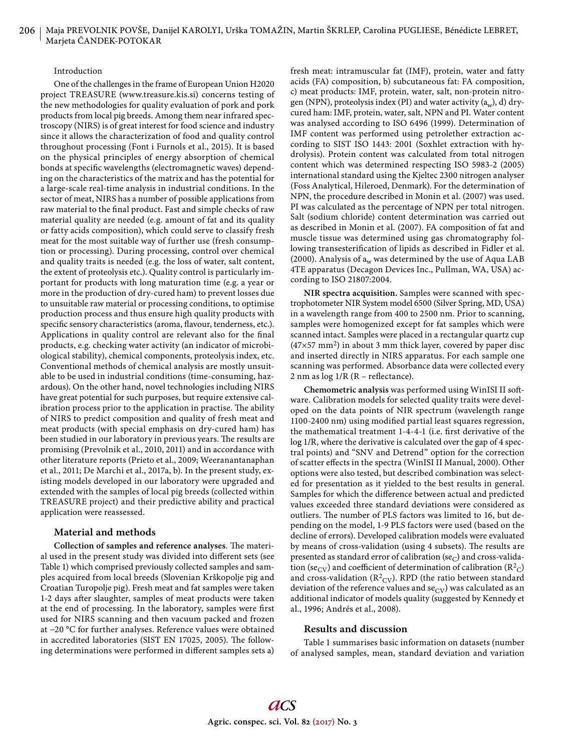### Introduction

One of the challenges in the frame of European Union H2020 project TREASURE (www.treasure.kis.si) concerns testing of the new methodologies for quality evaluation of pork and pork products from local pig breeds. Among them near infrared spectroscopy (NIRS) is of great interest for food science and industry since it allows the characterization of food and quality control throughout processing (Font i Furnols et al., 2015). It is based on the physical principles of energy absorption of chemical bonds at specific wavelengths (electromagnetic waves) depending on the characteristics of the matrix and has the potential for a large-scale real-time analysis in industrial conditions. In the sector of meat, NIRS has a number of possible applications from raw material to the final product. Fast and simple checks of raw material quality are needed (e.g. amount of fat and its quality or fatty acids composition), which could serve to classify fresh meat for the most suitable way of further use (fresh consumption or processing). During processing, control over chemical and quality traits is needed (e.g. the loss of water, salt content, the extent of proteolysis etc.). Quality control is particularly important for products with long maturation time (e.g. a year or more in the production of dry-cured ham) to prevent losses due to unsuitable raw material or processing conditions, to optimise production process and thus ensure high quality products with specific sensory characteristics (aroma, flavour, tenderness, etc.). Applications in quality control are relevant also for the final products, e.g. checking water activity (an indicator of microbiological stability), chemical components, proteolysis index, etc. Conventional methods of chemical analysis are mostly unsuitable to be used in industrial conditions (time-consuming, hazardous). On the other hand, novel technologies including NIRS have great potential for such purposes, but require extensive calibration process prior to the application in practise. The ability of NIRS to predict composition and quality of fresh meat and meat products (with special emphasis on dry-cured ham) has been studied in our laboratory in previous years. The results are promising (Prevolnik et al., 2010, 2011) and in accordance with other literature reports (Prieto et al., 2009; Weeranantanaphan et al., 2011; De Marchi et al., 2017a, b). In the present study, existing models developed in our laboratory were upgraded and extended with the samples of local pig breeds (collected within TREASURE project) and their predictive ability and practical application were reassessed.

## Material and methods

**Collection of samples and reference analyses**. The material used in the present study was divided into different sets (see Table 1) which comprised previously collected samples and samples acquired from local breeds (Slovenian Krškopolje pig and Croatian Turopolje pig). Fresh meat and fat samples were taken 1-2 days after slaughter, samples of meat products were taken at the end of processing. In the laboratory, samples were first used for NIRS scanning and then vacuum packed and frozen at −20 °C for further analyses. Reference values were obtained in accredited laboratories (SIST EN 17025, 2005). The following determinations were performed in different samples sets a) fresh meat: intramuscular fat (IMF), protein, water and fatty acids (FA) composition, b) subcutaneous fat: FA composition, c) meat products: IMF, protein, water, salt, non-protein nitrogen (NPN), proteolysis index (PI) and water activity ($a_w$), d) dry-cured ham: IMF, protein, water, salt, NPN and PI. Water content was analysed according to ISO 6496 (1999). Determination of IMF content was performed using petrolether extraction according to SIST ISO 1443: 2001 (Soxhlet extraction with hydrolysis). Protein content was calculated from total nitrogen content which was determined respecting ISO 5983-2 (2005) international standard using the Kjeltec 2300 nitrogen analyser (Foss Analytical, Hileroed, Denmark). For the determination of NPN, the procedure described in Monin et al. (2007) was used. PI was calculated as the percentage of NPN per total nitrogen. Salt (sodium chloride) content determination was carried out as described in Monin et al. (2007). FA composition of fat and muscle tissue was determined using gas chromatography following transesterification of lipids as described in Fidler et al. (2000). Analysis of $a_w$ was determined by the use of Aqua LAB 4TE apparatus (Decagon Devices Inc., Pullman, WA, USA) according to ISO 21807:2004.

**NIR spectra acquisition.** Samples were scanned with spectrophotometer NIR System model 6500 (Silver Spring, MD, USA) in a wavelength range from 400 to 2500 nm. Prior to scanning, samples were homogenized except for fat samples which were scanned intact. Samples were placed in a rectangular quartz cup (47×57 mm$^2$) in about 3 mm thick layer, covered by paper disc and inserted directly in NIRS apparatus. For each sample one scanning was performed. Absorbance data were collected every 2 nm as log 1/R (R – reflectance).

**Chemometric analysis** was performed using WinISI II software. Calibration models for selected quality traits were developed on the data points of NIR spectrum (wavelength range 1100-2400 nm) using modified partial least squares regression, the mathematical treatment 1-4-4-1 (i.e. first derivative of the log 1/R, where the derivative is calculated over the gap of 4 spectral points) and "SNV and Detrend" option for the correction of scatter effects in the spectra (WinISI II Manual, 2000). Other options were also tested, but described combination was selected for presentation as it yielded to the best results in general. Samples for which the difference between actual and predicted values exceeded three standard deviations were considered as outliers. The number of PLS factors was limited to 16, but depending on the model, 1-9 PLS factors were used (based on the decline of errors). Developed calibration models were evaluated by means of cross-validation (using 4 subsets). The results are presented as standard error of calibration ($se_C$) and cross-validation ($se_{CV}$) and coefficient of determination of calibration ($R^2_C$) and cross-validation ($R^2_{CV}$). RPD (the ratio between standard deviation of the reference values and $se_{CV}$) was calculated as an additional indicator of models quality (suggested by Kennedy et al., 1996; Andrés et al., 2008).

## Results and discussion

Table 1 summarises basic information on datasets (number of analysed samples, mean, standard deviation and variation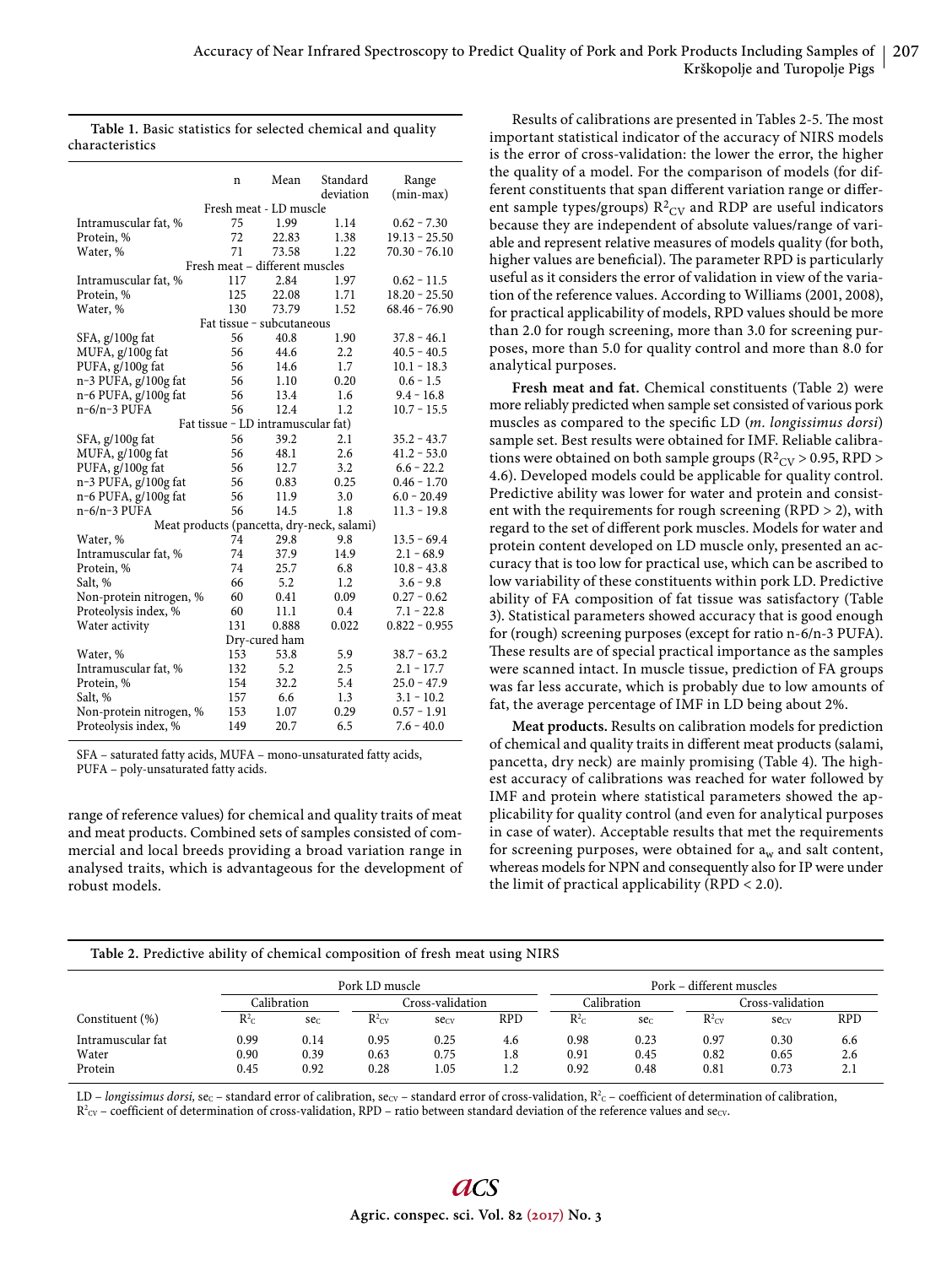**Table 1.** Basic statistics for selected chemical and quality characteristics

| | n | Mean | Standard deviation | Range (min-max) |
|---|---|---|---|---|
| Fresh meat - LD muscle | | | | |
| Intramuscular fat, % | 75 | 1.99 | 1.14 | 0.62 - 7.30 |
| Protein, % | 72 | 22.83 | 1.38 | 19.13 - 25.50 |
| Water, % | 71 | 73.58 | 1.22 | 70.30 - 76.10 |
| Fresh meat - different muscles | | | | |
| Intramuscular fat, % | 117 | 2.84 | 1.97 | 0.62 - 11.5 |
| Protein, % | 125 | 22.08 | 1.71 | 18.20 - 25.50 |
| Water, % | 130 | 73.79 | 1.52 | 68.46 - 76.90 |
| Fat tissue - subcutaneous | | | | |
| SFA, g/100g fat | 56 | 40.8 | 1.90 | 37.8 - 46.1 |
| MUFA, g/100g fat | 56 | 44.6 | 2.2 | 40.5 - 40.5 |
| PUFA, g/100g fat | 56 | 14.6 | 1.7 | 10.1 - 18.3 |
| n-3 PUFA, g/100g fat | 56 | 1.10 | 0.20 | 0.6 - 1.5 |
| n-6 PUFA, g/100g fat | 56 | 13.4 | 1.6 | 9.4 - 16.8 |
| n-6/n-3 PUFA | 56 | 12.4 | 1.2 | 10.7 - 15.5 |
| Fat tissue - LD intramuscular fat) | | | | |
| SFA, g/100g fat | 56 | 39.2 | 2.1 | 35.2 - 43.7 |
| MUFA, g/100g fat | 56 | 48.1 | 2.6 | 41.2 - 53.0 |
| PUFA, g/100g fat | 56 | 12.7 | 3.2 | 6.6 - 22.2 |
| n-3 PUFA, g/100g fat | 56 | 0.83 | 0.25 | 0.46 - 1.70 |
| n-6 PUFA, g/100g fat | 56 | 11.9 | 3.0 | 6.0 - 20.49 |
| n-6/n-3 PUFA | 56 | 14.5 | 1.8 | 11.3 - 19.8 |
| Meat products (pancetta, dry-neck, salami) | | | | |
| Water, % | 74 | 29.8 | 9.8 | 13.5 - 69.4 |
| Intramuscular fat, % | 74 | 37.9 | 14.9 | 2.1 - 68.9 |
| Protein, % | 74 | 25.7 | 6.8 | 10.8 - 43.8 |
| Salt, % | 66 | 5.2 | 1.2 | 3.6 - 9.8 |
| Non-protein nitrogen, % | 60 | 0.41 | 0.09 | 0.27 - 0.62 |
| Proteolysis index, % | 60 | 11.1 | 0.4 | 7.1 - 22.8 |
| Water activity | 131 | 0.888 | 0.022 | 0.822 - 0.955 |
| Dry-cured ham | | | | |
| Water, % | 153 | 53.8 | 5.9 | 38.7 - 63.2 |
| Intramuscular fat, % | 132 | 5.2 | 2.5 | 2.1 - 17.7 |
| Protein, % | 154 | 32.2 | 5.4 | 25.0 - 47.9 |
| Salt, % | 157 | 6.6 | 1.3 | 3.1 - 10.2 |
| Non-protein nitrogen, % | 153 | 1.07 | 0.29 | 0.57 - 1.91 |
| Proteolysis index, % | 149 | 20.7 | 6.5 | 7.6 - 40.0 |

SFA – saturated fatty acids, MUFA – mono-unsaturated fatty acids, PUFA – poly-unsaturated fatty acids.

range of reference values) for chemical and quality traits of meat and meat products. Combined sets of samples consisted of commercial and local breeds providing a broad variation range in analysed traits, which is advantageous for the development of robust models.

Results of calibrations are presented in Tables 2-5. The most important statistical indicator of the accuracy of NIRS models is the error of cross-validation: the lower the error, the higher the quality of a model. For the comparison of models (for different constituents that span different variation range or different sample types/groups) $R^2_{CV}$ and RDP are useful indicators because they are independent of absolute values/range of variable and represent relative measures of models quality (for both, higher values are beneficial). The parameter RPD is particularly useful as it considers the error of validation in view of the variation of the reference values. According to Williams (2001, 2008), for practical applicability of models, RPD values should be more than 2.0 for rough screening, more than 3.0 for screening purposes, more than 5.0 for quality control and more than 8.0 for analytical purposes.

**Fresh meat and fat.** Chemical constituents (Table 2) were more reliably predicted when sample set consisted of various pork muscles as compared to the specific LD (*m. longissimus dorsi*) sample set. Best results were obtained for IMF. Reliable calibrations were obtained on both sample groups ($R^2_{CV}$ > 0.95, RPD > 4.6). Developed models could be applicable for quality control. Predictive ability was lower for water and protein and consistent with the requirements for rough screening (RPD > 2), with regard to the set of different pork muscles. Models for water and protein content developed on LD muscle only, presented an accuracy that is too low for practical use, which can be ascribed to low variability of these constituents within pork LD. Predictive ability of FA composition of fat tissue was satisfactory (Table 3). Statistical parameters showed accuracy that is good enough for (rough) screening purposes (except for ratio n-6/n-3 PUFA). These results are of special practical importance as the samples were scanned intact. In muscle tissue, prediction of FA groups was far less accurate, which is probably due to low amounts of fat, the average percentage of IMF in LD being about 2%.

**Meat products.** Results on calibration models for prediction of chemical and quality traits in different meat products (salami, pancetta, dry neck) are mainly promising (Table 4). The highest accuracy of calibrations was reached for water followed by IMF and protein where statistical parameters showed the applicability for quality control (and even for analytical purposes in case of water). Acceptable results that met the requirements for screening purposes, were obtained for $a_w$ and salt content, whereas models for NPN and consequently also for IP were under the limit of practical applicability (RPD < 2.0).

**Table 2.** Predictive ability of chemical composition of fresh meat using NIRS

| | Pork LD muscle | | | | | Pork – different muscles | | | | |
|---|---|---|---|---|---|---|---|---|---|---|
| | Calibration | | Cross-validation | | | Calibration | | Cross-validation | | |
| Constituent (%) | $R^2_C$ | $se_C$ | $R^2_{CV}$ | $se_{CV}$ | RPD | $R^2_C$ | $se_C$ | $R^2_{CV}$ | $se_{CV}$ | RPD |
| Intramuscular fat | 0.99 | 0.14 | 0.95 | 0.25 | 4.6 | 0.98 | 0.23 | 0.97 | 0.30 | 6.6 |
| Water | 0.90 | 0.39 | 0.63 | 0.75 | 1.8 | 0.91 | 0.45 | 0.82 | 0.65 | 2.6 |
| Protein | 0.45 | 0.92 | 0.28 | 1.05 | 1.2 | 0.92 | 0.48 | 0.81 | 0.73 | 2.1 |

LD – *longissimus dorsi,* $se_C$ – standard error of calibration, $se_{CV}$ – standard error of cross-validation, $R^2_C$ – coefficient of determination of calibration, $R^2_{CV}$ – coefficient of determination of cross-validation, RPD – ratio between standard deviation of the reference values and $se_{CV}$.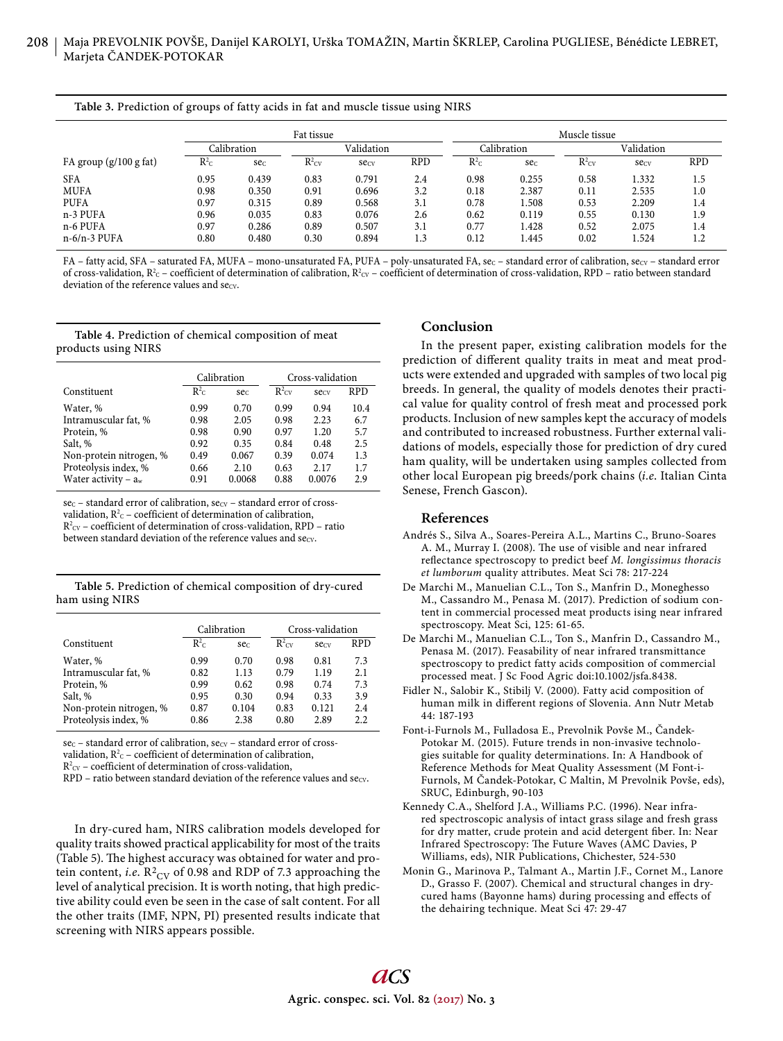**Table 3.** Prediction of groups of fatty acids in fat and muscle tissue using NIRS

| | Fat tissue | | | | | Muscle tissue | | | | |
|---|---|---|---|---|---|---|---|---|---|---|
| | Calibration | | Validation | | | Calibration | | Validation | | |
| FA group (g/100 g fat) | $R^2_C$ | $se_C$ | $R^2_{CV}$ | $se_{CV}$ | RPD | $R^2_C$ | $se_C$ | $R^2_{CV}$ | $se_{CV}$ | RPD |
| SFA | 0.95 | 0.439 | 0.83 | 0.791 | 2.4 | 0.98 | 0.255 | 0.58 | 1.332 | 1.5 |
| MUFA | 0.98 | 0.350 | 0.91 | 0.696 | 3.2 | 0.18 | 2.387 | 0.11 | 2.535 | 1.0 |
| PUFA | 0.97 | 0.315 | 0.89 | 0.568 | 3.1 | 0.78 | 1.508 | 0.53 | 2.209 | 1.4 |
| n-3 PUFA | 0.96 | 0.035 | 0.83 | 0.076 | 2.6 | 0.62 | 0.119 | 0.55 | 0.130 | 1.9 |
| n-6 PUFA | 0.97 | 0.286 | 0.89 | 0.507 | 3.1 | 0.77 | 1.428 | 0.52 | 2.075 | 1.4 |
| n-6/n-3 PUFA | 0.80 | 0.480 | 0.30 | 0.894 | 1.3 | 0.12 | 1.445 | 0.02 | 1.524 | 1.2 |

FA – fatty acid, SFA – saturated FA, MUFA – mono-unsaturated FA, PUFA – poly-unsaturated FA, $se_C$ – standard error of calibration, $se_{CV}$ – standard error of cross-validation, $R^2_C$ – coefficient of determination of calibration, $R^2_{CV}$ – coefficient of determination of cross-validation, RPD – ratio between standard deviation of the reference values and $se_{CV}$.

**Table 4.** Prediction of chemical composition of meat products using NIRS

| | Calibration | | Cross-validation | | |
|---|---|---|---|---|---|
| Constituent | $R^2_C$ | $se_C$ | $R^2_{CV}$ | $se_{CV}$ | RPD |
| Water, % | 0.99 | 0.70 | 0.99 | 0.94 | 10.4 |
| Intramuscular fat, % | 0.98 | 2.05 | 0.98 | 2.23 | 6.7 |
| Protein, % | 0.98 | 0.90 | 0.97 | 1.20 | 5.7 |
| Salt, % | 0.92 | 0.35 | 0.84 | 0.48 | 2.5 |
| Non-protein nitrogen, % | 0.49 | 0.067 | 0.39 | 0.074 | 1.3 |
| Proteolysis index, % | 0.66 | 2.10 | 0.63 | 2.17 | 1.7 |
| Water activity – $a_w$ | 0.91 | 0.0068 | 0.88 | 0.0076 | 2.9 |

$se_C$ – standard error of calibration, $se_{CV}$ – standard error of cross-validation, $R^2_C$ – coefficient of determination of calibration, $R^2_{CV}$ – coefficient of determination of cross-validation, RPD – ratio between standard deviation of the reference values and $se_{CV}$.

**Table 5.** Prediction of chemical composition of dry-cured ham using NIRS

| | Calibration | | Cross-validation | | |
|---|---|---|---|---|---|
| Constituent | $R^2_C$ | $se_C$ | $R^2_{CV}$ | $se_{CV}$ | RPD |
| Water, % | 0.99 | 0.70 | 0.98 | 0.81 | 7.3 |
| Intramuscular fat, % | 0.82 | 1.13 | 0.79 | 1.19 | 2.1 |
| Protein, % | 0.99 | 0.62 | 0.98 | 0.74 | 7.3 |
| Salt, % | 0.95 | 0.30 | 0.94 | 0.33 | 3.9 |
| Non-protein nitrogen, % | 0.87 | 0.104 | 0.83 | 0.121 | 2.4 |
| Proteolysis index, % | 0.86 | 2.38 | 0.80 | 2.89 | 2.2 |

$se_C$ – standard error of calibration, $se_{CV}$ – standard error of cross-validation, $R^2_C$ – coefficient of determination of calibration, $R^2_{CV}$ – coefficient of determination of cross-validation, RPD – ratio between standard deviation of the reference values and $se_{CV}$.

In dry-cured ham, NIRS calibration models developed for quality traits showed practical applicability for most of the traits (Table 5). The highest accuracy was obtained for water and protein content, *i.e.* $R^2_{CV}$ of 0.98 and RDP of 7.3 approaching the level of analytical precision. It is worth noting, that high predictive ability could even be seen in the case of salt content. For all the other traits (IMF, NPN, PI) presented results indicate that screening with NIRS appears possible.

## Conclusion

In the present paper, existing calibration models for the prediction of different quality traits in meat and meat products were extended and upgraded with samples of two local pig breeds. In general, the quality of models denotes their practical value for quality control of fresh meat and processed pork products. Inclusion of new samples kept the accuracy of models and contributed to increased robustness. Further external validations of models, especially those for prediction of dry cured ham quality, will be undertaken using samples collected from other local European pig breeds/pork chains (*i.e.* Italian Cinta Senese, French Gascon).

## References

Andrés S., Silva A., Soares-Pereira A.L., Martins C., Bruno-Soares A. M., Murray I. (2008). The use of visible and near infrared reflectance spectroscopy to predict beef *M. longissimus thoracis et lumborum* quality attributes. Meat Sci 78: 217-224

De Marchi M., Manuelian C.L., Ton S., Manfrin D., Moneghesso M., Cassandro M., Penasa M. (2017). Prediction of sodium content in commercial processed meat products ising near infrared spectroscopy. Meat Sci, 125: 61-65.

De Marchi M., Manuelian C.L., Ton S., Manfrin D., Cassandro M., Penasa M. (2017). Feasability of near infrared transmittance spectroscopy to predict fatty acids composition of commercial processed meat. J Sc Food Agric doi:10.1002/jsfa.8438.

Fidler N., Salobir K., Stibilj V. (2000). Fatty acid composition of human milk in different regions of Slovenia. Ann Nutr Metab 44: 187-193

Font-i-Furnols M., Fulladosa E., Prevolnik Povše M., Čandek-Potokar M. (2015). Future trends in non-invasive technologies suitable for quality determinations. In: A Handbook of Reference Methods for Meat Quality Assessment (M Font-i-Furnols, M Čandek-Potokar, C Maltin, M Prevolnik Povše, eds), SRUC, Edinburgh, 90-103

Kennedy C.A., Shelford J.A., Williams P.C. (1996). Near infrared spectroscopic analysis of intact grass silage and fresh grass for dry matter, crude protein and acid detergent fiber. In: Near Infrared Spectroscopy: The Future Waves (AMC Davies, P Williams, eds), NIR Publications, Chichester, 524-530

Monin G., Marinova P., Talmant A., Martin J.F., Cornet M., Lanore D., Grasso F. (2007). Chemical and structural changes in dry-cured hams (Bayonne hams) during processing and effects of the dehairing technique. Meat Sci 47: 29-47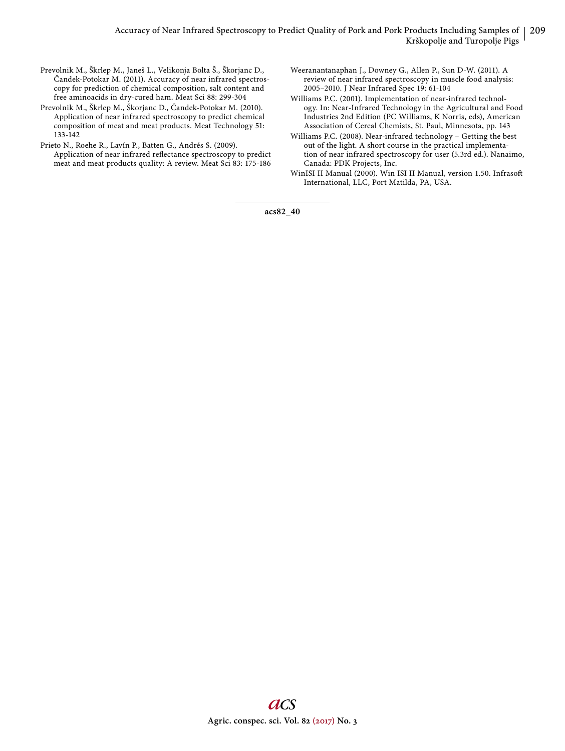Prevolnik M., Škrlep M., Janeš L., Velikonja Bolta Š., Škorjanc D., Čandek-Potokar M. (2011). Accuracy of near infrared spectroscopy for prediction of chemical composition, salt content and free aminoacids in dry-cured ham. Meat Sci 88: 299-304

Prevolnik M., Škrlep M., Škorjanc D., Čandek-Potokar M. (2010). Application of near infrared spectroscopy to predict chemical composition of meat and meat products. Meat Technology 51: 133-142

Prieto N., Roehe R., Lavín P., Batten G., Andrés S. (2009). Application of near infrared reflectance spectroscopy to predict meat and meat products quality: A review. Meat Sci 83: 175-186

Weeranantanaphan J., Downey G., Allen P., Sun D-W. (2011). A review of near infrared spectroscopy in muscle food analysis: 2005–2010. J Near Infrared Spec 19: 61-104

Williams P.C. (2001). Implementation of near-infrared technology. In: Near-Infrared Technology in the Agricultural and Food Industries 2nd Edition (PC Williams, K Norris, eds), American Association of Cereal Chemists, St. Paul, Minnesota, pp. 143

Williams P.C. (2008). Near-infrared technology – Getting the best out of the light. A short course in the practical implementation of near infrared spectroscopy for user (5.3rd ed.). Nanaimo, Canada: PDK Projects, Inc.

WinISI II Manual (2000). Win ISI II Manual, version 1.50. Infrasoft International, LLC, Port Matilda, PA, USA.

---

**acs82_40**